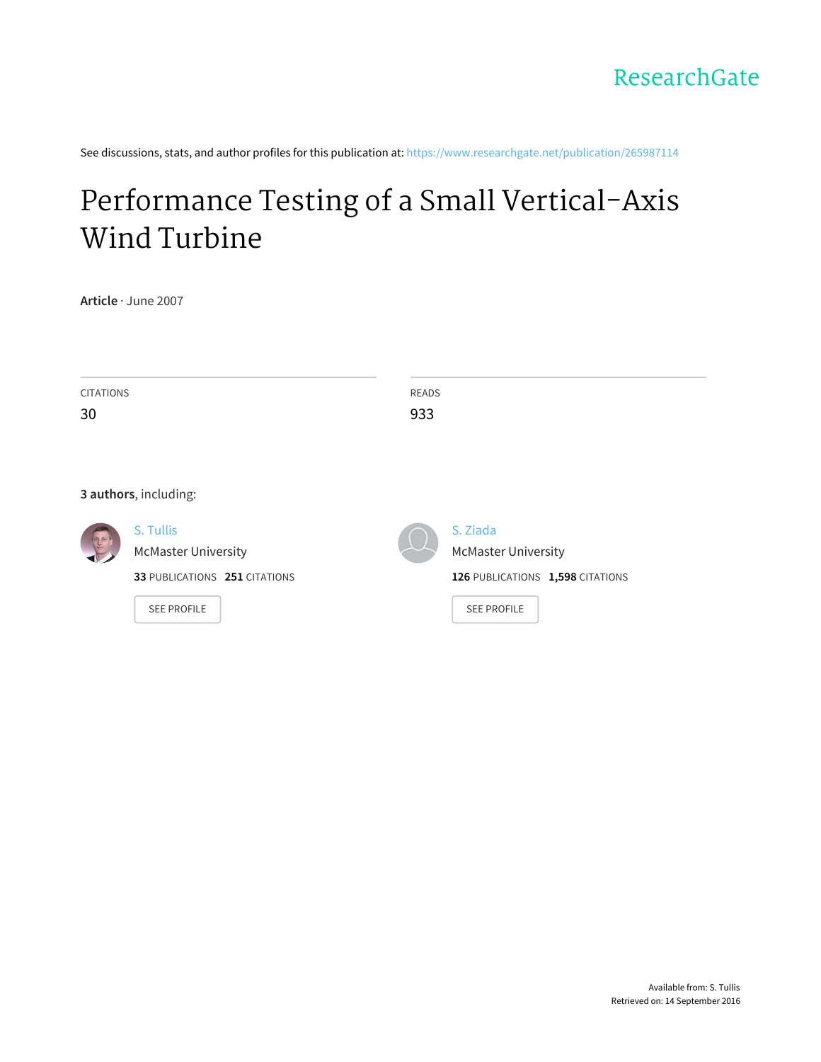ResearchGate

See discussions, stats, and author profiles for this publication at: https://www.researchgate.net/publication/265987114

# Performance Testing of a Small Vertical-Axis Wind Turbine

**Article** · June 2007

| CITATIONS | READS |
| --- | --- |
| 30 | 933 |

**3 authors**, including:

S. Tullis
McMaster University
**33** PUBLICATIONS **251** CITATIONS
SEE PROFILE

S. Ziada
McMaster University
**126** PUBLICATIONS **1,598** CITATIONS
SEE PROFILE

Available from: S. Tullis
Retrieved on: 14 September 2016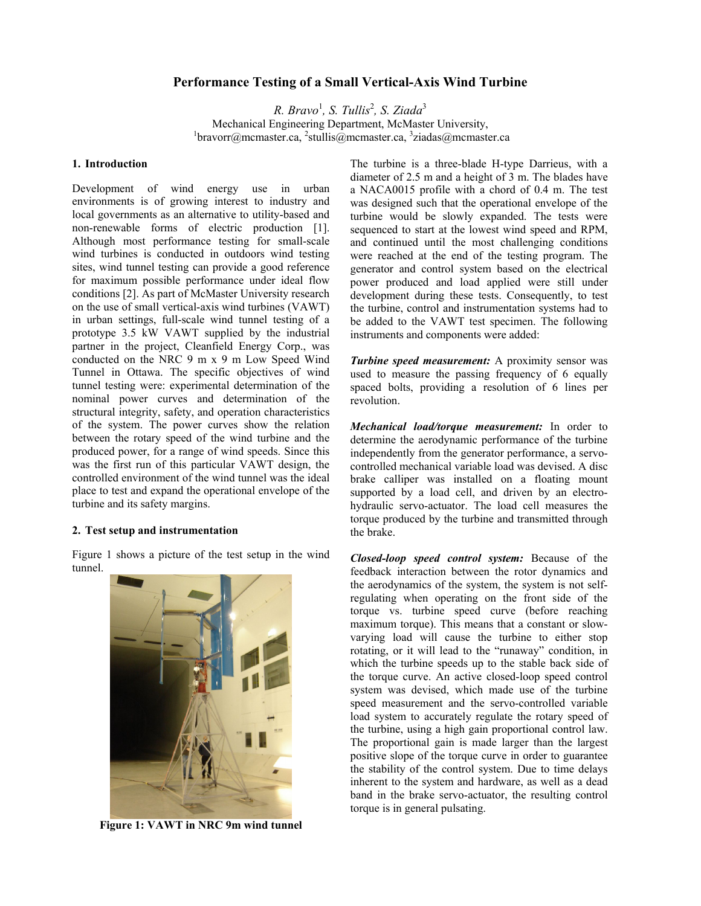# Performance Testing of a Small Vertical-Axis Wind Turbine

*R. Bravo*[1], *S. Tullis*[2], *S. Ziada*[3]
Mechanical Engineering Department, McMaster University,
[1]bravorr@mcmaster.ca, [2]stullis@mcmaster.ca, [3]ziadas@mcmaster.ca

## 1. Introduction

Development of wind energy use in urban environments is of growing interest to industry and local governments as an alternative to utility-based and non-renewable forms of electric production [1]. Although most performance testing for small-scale wind turbines is conducted in outdoors wind testing sites, wind tunnel testing can provide a good reference for maximum possible performance under ideal flow conditions [2]. As part of McMaster University research on the use of small vertical-axis wind turbines (VAWT) in urban settings, full-scale wind tunnel testing of a prototype 3.5 kW VAWT supplied by the industrial partner in the project, Cleanfield Energy Corp., was conducted on the NRC 9 m x 9 m Low Speed Wind Tunnel in Ottawa. The specific objectives of wind tunnel testing were: experimental determination of the nominal power curves and determination of the structural integrity, safety, and operation characteristics of the system. The power curves show the relation between the rotary speed of the wind turbine and the produced power, for a range of wind speeds. Since this was the first run of this particular VAWT design, the controlled environment of the wind tunnel was the ideal place to test and expand the operational envelope of the turbine and its safety margins.

## 2. Test setup and instrumentation

Figure 1 shows a picture of the test setup in the wind tunnel.

**Figure 1: VAWT in NRC 9m wind tunnel**

The turbine is a three-blade H-type Darrieus, with a diameter of 2.5 m and a height of 3 m. The blades have a NACA0015 profile with a chord of 0.4 m. The test was designed such that the operational envelope of the turbine would be slowly expanded. The tests were sequenced to start at the lowest wind speed and RPM, and continued until the most challenging conditions were reached at the end of the testing program. The generator and control system based on the electrical power produced and load applied were still under development during these tests. Consequently, to test the turbine, control and instrumentation systems had to be added to the VAWT test specimen. The following instruments and components were added:

***Turbine speed measurement:*** A proximity sensor was used to measure the passing frequency of 6 equally spaced bolts, providing a resolution of 6 lines per revolution.

***Mechanical load/torque measurement:*** In order to determine the aerodynamic performance of the turbine independently from the generator performance, a servo-controlled mechanical variable load was devised. A disc brake calliper was installed on a floating mount supported by a load cell, and driven by an electro-hydraulic servo-actuator. The load cell measures the torque produced by the turbine and transmitted through the brake.

***Closed-loop speed control system:*** Because of the feedback interaction between the rotor dynamics and the aerodynamics of the system, the system is not self-regulating when operating on the front side of the torque vs. turbine speed curve (before reaching maximum torque). This means that a constant or slow-varying load will cause the turbine to either stop rotating, or it will lead to the "runaway" condition, in which the turbine speeds up to the stable back side of the torque curve. An active closed-loop speed control system was devised, which made use of the turbine speed measurement and the servo-controlled variable load system to accurately regulate the rotary speed of the turbine, using a high gain proportional control law. The proportional gain is made larger than the largest positive slope of the torque curve in order to guarantee the stability of the control system. Due to time delays inherent to the system and hardware, as well as a dead band in the brake servo-actuator, the resulting control torque is in general pulsating.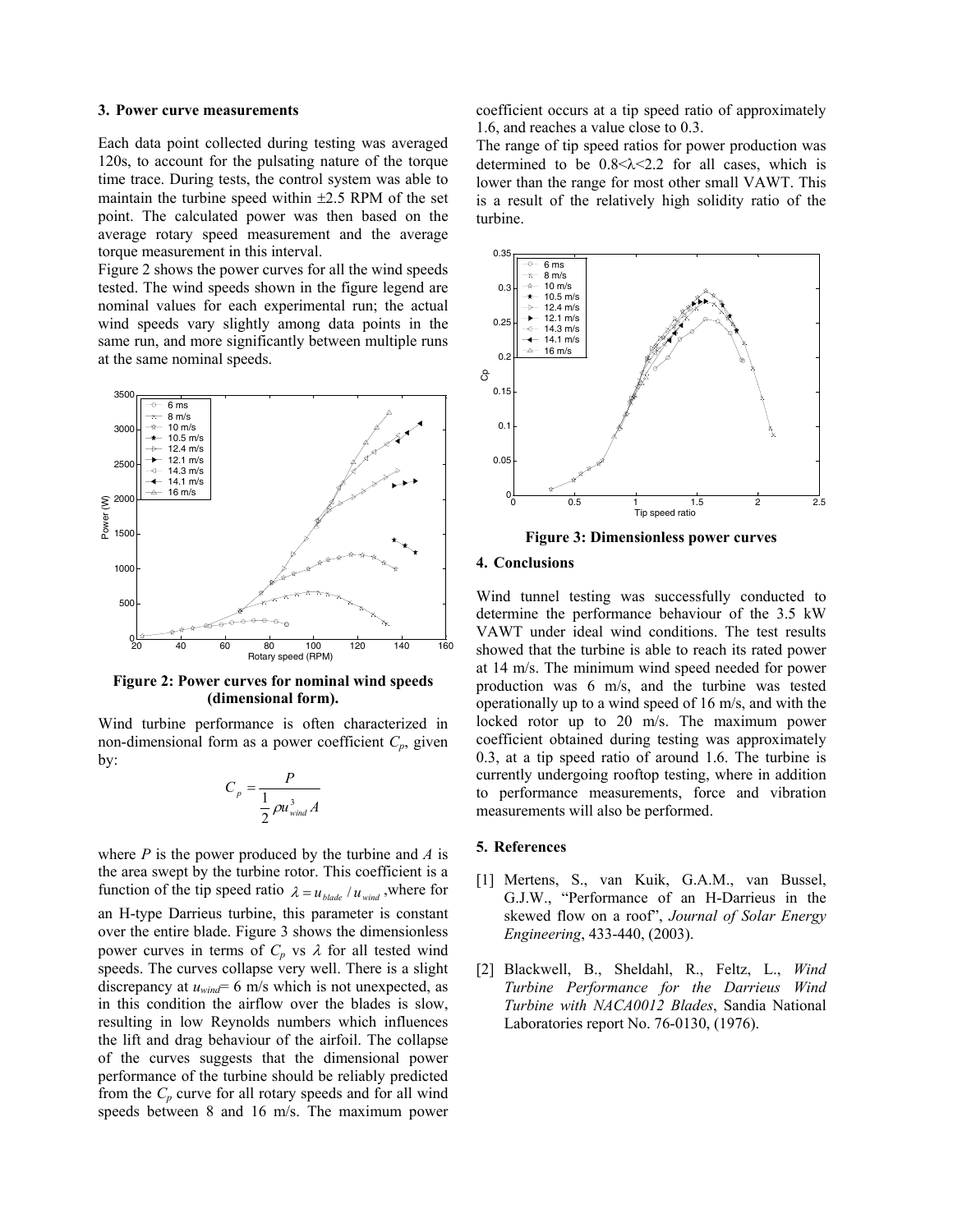## 3. Power curve measurements

Each data point collected during testing was averaged 120s, to account for the pulsating nature of the torque time trace. During tests, the control system was able to maintain the turbine speed within ±2.5 RPM of the set point. The calculated power was then based on the average rotary speed measurement and the average torque measurement in this interval.

Figure 2 shows the power curves for all the wind speeds tested. The wind speeds shown in the figure legend are nominal values for each experimental run; the actual wind speeds vary slightly among data points in the same run, and more significantly between multiple runs at the same nominal speeds.

Power (W)
3500
3000
2500
2000
1500
1000
500
0
20 40 60 80 100 120 140 160
Rotary speed (RPM)
6 ms
8 m/s
10 m/s
10.5 m/s
12.4 m/s
12.1 m/s
14.3 m/s
14.1 m/s
16 m/s

**Figure 2: Power curves for nominal wind speeds (dimensional form).**

Wind turbine performance is often characterized in non-dimensional form as a power coefficient $C_p$, given by:

$$C_p = \frac{P}{\frac{1}{2}\rho u_{wind}^3 A}$$

where $P$ is the power produced by the turbine and $A$ is the area swept by the turbine rotor. This coefficient is a function of the tip speed ratio $\lambda = u_{blade} / u_{wind}$ ,where for an H-type Darrieus turbine, this parameter is constant over the entire blade. Figure 3 shows the dimensionless power curves in terms of $C_p$ vs $\lambda$ for all tested wind speeds. The curves collapse very well. There is a slight discrepancy at $u_{wind}$= 6 m/s which is not unexpected, as in this condition the airflow over the blades is slow, resulting in low Reynolds numbers which influences the lift and drag behaviour of the airfoil. The collapse of the curves suggests that the dimensional power performance of the turbine should be reliably predicted from the $C_p$ curve for all rotary speeds and for all wind speeds between 8 and 16 m/s. The maximum power coefficient occurs at a tip speed ratio of approximately 1.6, and reaches a value close to 0.3.

The range of tip speed ratios for power production was determined to be $0.8<\lambda<2.2$ for all cases, which is lower than the range for most other small VAWT. This is a result of the relatively high solidity ratio of the turbine.

Cp
0.35
0.3
0.25
0.2
0.15
0.1
0.05
0
0 0.5 1 1.5 2 2.5
Tip speed ratio
6 ms
8 m/s
10 m/s
10.5 m/s
12.4 m/s
12.1 m/s
14.3 m/s
14.1 m/s
16 m/s

**Figure 3: Dimensionless power curves**

## 4. Conclusions

Wind tunnel testing was successfully conducted to determine the performance behaviour of the 3.5 kW VAWT under ideal wind conditions. The test results showed that the turbine is able to reach its rated power at 14 m/s. The minimum wind speed needed for power production was 6 m/s, and the turbine was tested operationally up to a wind speed of 16 m/s, and with the locked rotor up to 20 m/s. The maximum power coefficient obtained during testing was approximately 0.3, at a tip speed ratio of around 1.6. The turbine is currently undergoing rooftop testing, where in addition to performance measurements, force and vibration measurements will also be performed.

## 5. References

[1] Mertens, S., van Kuik, G.A.M., van Bussel, G.J.W., "Performance of an H-Darrieus in the skewed flow on a roof", *Journal of Solar Energy Engineering*, 433-440, (2003).

[2] Blackwell, B., Sheldahl, R., Feltz, L., *Wind Turbine Performance for the Darrieus Wind Turbine with NACA0012 Blades*, Sandia National Laboratories report No. 76-0130, (1976).